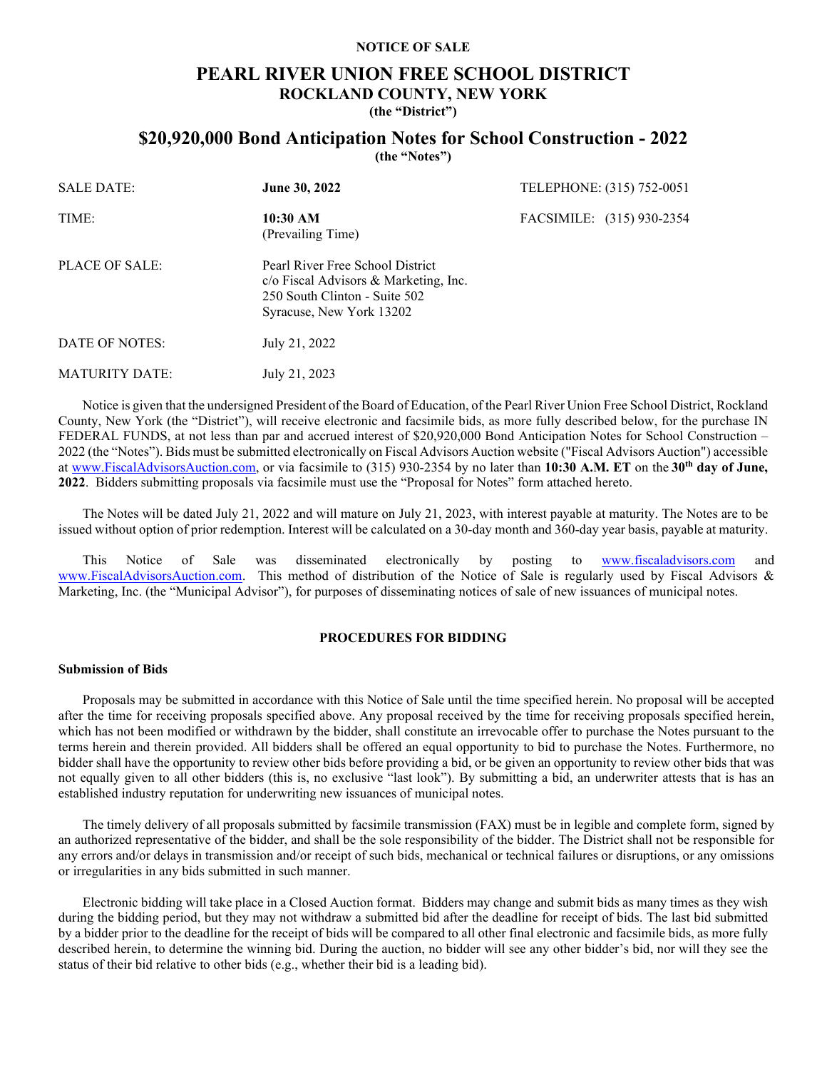**NOTICE OF SALE**

# PEARL RIVER UNION FREE SCHOOL DISTRICT
## ROCKLAND COUNTY, NEW YORK
**(the "District")**

# $20,920,000 Bond Anticipation Notes for School Construction - 2022
**(the "Notes")**

| | | |
|---|---|---|
| SALE DATE: | **June 30, 2022** | TELEPHONE: (315) 752-0051 |
| TIME: | **10:30 AM** (Prevailing Time) | FACSIMILE: (315) 930-2354 |
| PLACE OF SALE: | Pearl River Free School District c/o Fiscal Advisors & Marketing, Inc. 250 South Clinton - Suite 502 Syracuse, New York 13202 | |
| DATE OF NOTES: | July 21, 2022 | |
| MATURITY DATE: | July 21, 2023 | |

Notice is given that the undersigned President of the Board of Education, of the Pearl River Union Free School District, Rockland County, New York (the "District"), will receive electronic and facsimile bids, as more fully described below, for the purchase IN FEDERAL FUNDS, at not less than par and accrued interest of $20,920,000 Bond Anticipation Notes for School Construction – 2022 (the "Notes"). Bids must be submitted electronically on Fiscal Advisors Auction website ("Fiscal Advisors Auction") accessible at www.FiscalAdvisorsAuction.com, or via facsimile to (315) 930-2354 by no later than **10:30 A.M. ET** on the **30th day of June, 2022**. Bidders submitting proposals via facsimile must use the "Proposal for Notes" form attached hereto.

The Notes will be dated July 21, 2022 and will mature on July 21, 2023, with interest payable at maturity. The Notes are to be issued without option of prior redemption. Interest will be calculated on a 30-day month and 360-day year basis, payable at maturity.

This Notice of Sale was disseminated electronically by posting to www.fiscaladvisors.com and www.FiscalAdvisorsAuction.com. This method of distribution of the Notice of Sale is regularly used by Fiscal Advisors & Marketing, Inc. (the "Municipal Advisor"), for purposes of disseminating notices of sale of new issuances of municipal notes.

## PROCEDURES FOR BIDDING

### Submission of Bids

Proposals may be submitted in accordance with this Notice of Sale until the time specified herein. No proposal will be accepted after the time for receiving proposals specified above. Any proposal received by the time for receiving proposals specified herein, which has not been modified or withdrawn by the bidder, shall constitute an irrevocable offer to purchase the Notes pursuant to the terms herein and therein provided. All bidders shall be offered an equal opportunity to bid to purchase the Notes. Furthermore, no bidder shall have the opportunity to review other bids before providing a bid, or be given an opportunity to review other bids that was not equally given to all other bidders (this is, no exclusive "last look"). By submitting a bid, an underwriter attests that is has an established industry reputation for underwriting new issuances of municipal notes.

The timely delivery of all proposals submitted by facsimile transmission (FAX) must be in legible and complete form, signed by an authorized representative of the bidder, and shall be the sole responsibility of the bidder. The District shall not be responsible for any errors and/or delays in transmission and/or receipt of such bids, mechanical or technical failures or disruptions, or any omissions or irregularities in any bids submitted in such manner.

Electronic bidding will take place in a Closed Auction format. Bidders may change and submit bids as many times as they wish during the bidding period, but they may not withdraw a submitted bid after the deadline for receipt of bids. The last bid submitted by a bidder prior to the deadline for the receipt of bids will be compared to all other final electronic and facsimile bids, as more fully described herein, to determine the winning bid. During the auction, no bidder will see any other bidder's bid, nor will they see the status of their bid relative to other bids (e.g., whether their bid is a leading bid).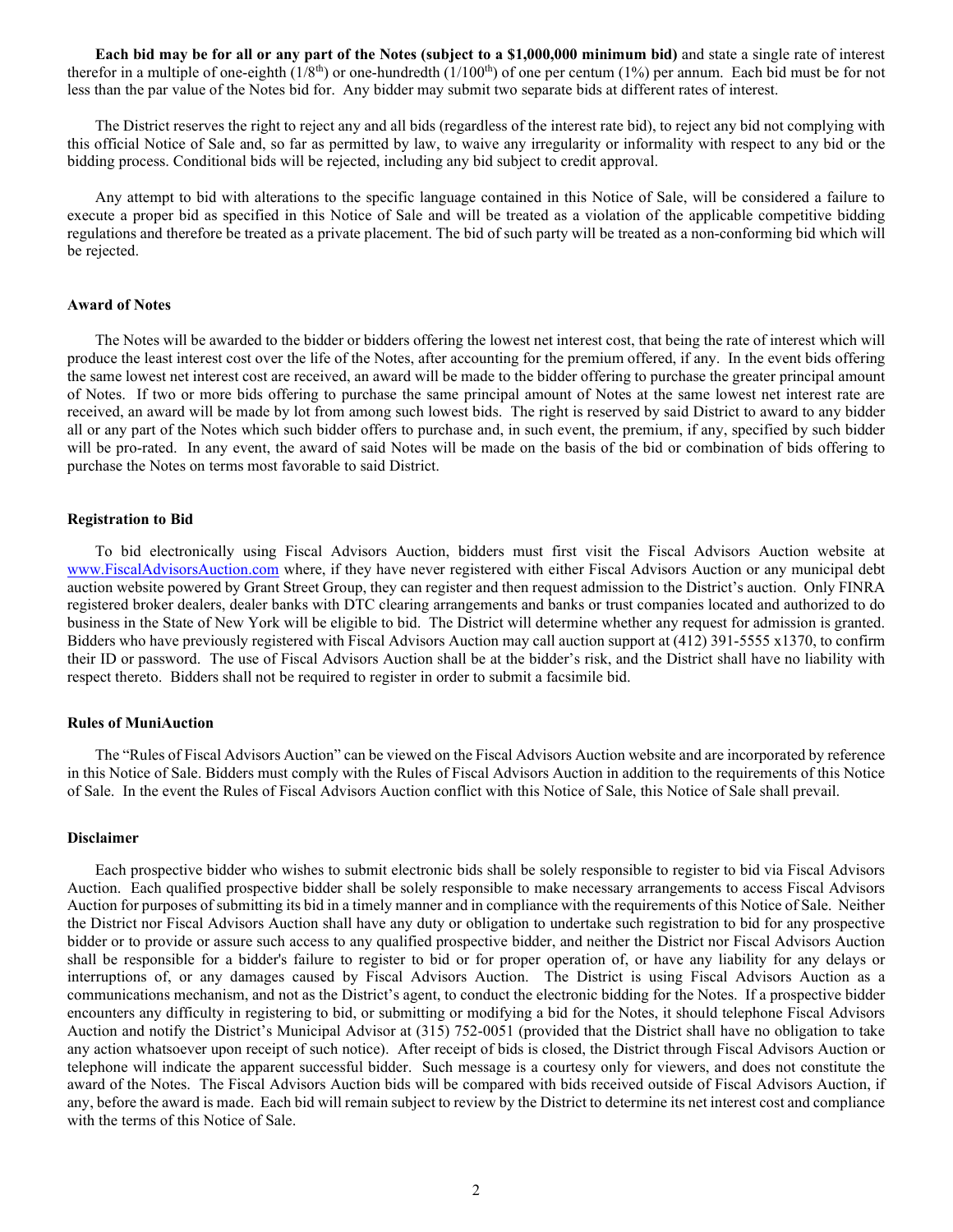**Each bid may be for all or any part of the Notes (subject to a $1,000,000 minimum bid)** and state a single rate of interest therefor in a multiple of one-eighth ($1/8^{th}$) or one-hundredth ($1/100^{th}$) of one per centum (1%) per annum. Each bid must be for not less than the par value of the Notes bid for. Any bidder may submit two separate bids at different rates of interest.

The District reserves the right to reject any and all bids (regardless of the interest rate bid), to reject any bid not complying with this official Notice of Sale and, so far as permitted by law, to waive any irregularity or informality with respect to any bid or the bidding process. Conditional bids will be rejected, including any bid subject to credit approval.

Any attempt to bid with alterations to the specific language contained in this Notice of Sale, will be considered a failure to execute a proper bid as specified in this Notice of Sale and will be treated as a violation of the applicable competitive bidding regulations and therefore be treated as a private placement. The bid of such party will be treated as a non-conforming bid which will be rejected.

#### Award of Notes

The Notes will be awarded to the bidder or bidders offering the lowest net interest cost, that being the rate of interest which will produce the least interest cost over the life of the Notes, after accounting for the premium offered, if any. In the event bids offering the same lowest net interest cost are received, an award will be made to the bidder offering to purchase the greater principal amount of Notes. If two or more bids offering to purchase the same principal amount of Notes at the same lowest net interest rate are received, an award will be made by lot from among such lowest bids. The right is reserved by said District to award to any bidder all or any part of the Notes which such bidder offers to purchase and, in such event, the premium, if any, specified by such bidder will be pro-rated. In any event, the award of said Notes will be made on the basis of the bid or combination of bids offering to purchase the Notes on terms most favorable to said District.

#### Registration to Bid

To bid electronically using Fiscal Advisors Auction, bidders must first visit the Fiscal Advisors Auction website at www.FiscalAdvisorsAuction.com where, if they have never registered with either Fiscal Advisors Auction or any municipal debt auction website powered by Grant Street Group, they can register and then request admission to the District's auction. Only FINRA registered broker dealers, dealer banks with DTC clearing arrangements and banks or trust companies located and authorized to do business in the State of New York will be eligible to bid. The District will determine whether any request for admission is granted. Bidders who have previously registered with Fiscal Advisors Auction may call auction support at (412) 391-5555 x1370, to confirm their ID or password. The use of Fiscal Advisors Auction shall be at the bidder's risk, and the District shall have no liability with respect thereto. Bidders shall not be required to register in order to submit a facsimile bid.

#### Rules of MuniAuction

The "Rules of Fiscal Advisors Auction" can be viewed on the Fiscal Advisors Auction website and are incorporated by reference in this Notice of Sale. Bidders must comply with the Rules of Fiscal Advisors Auction in addition to the requirements of this Notice of Sale. In the event the Rules of Fiscal Advisors Auction conflict with this Notice of Sale, this Notice of Sale shall prevail.

#### Disclaimer

Each prospective bidder who wishes to submit electronic bids shall be solely responsible to register to bid via Fiscal Advisors Auction. Each qualified prospective bidder shall be solely responsible to make necessary arrangements to access Fiscal Advisors Auction for purposes of submitting its bid in a timely manner and in compliance with the requirements of this Notice of Sale. Neither the District nor Fiscal Advisors Auction shall have any duty or obligation to undertake such registration to bid for any prospective bidder or to provide or assure such access to any qualified prospective bidder, and neither the District nor Fiscal Advisors Auction shall be responsible for a bidder's failure to register to bid or for proper operation of, or have any liability for any delays or interruptions of, or any damages caused by Fiscal Advisors Auction. The District is using Fiscal Advisors Auction as a communications mechanism, and not as the District's agent, to conduct the electronic bidding for the Notes. If a prospective bidder encounters any difficulty in registering to bid, or submitting or modifying a bid for the Notes, it should telephone Fiscal Advisors Auction and notify the District's Municipal Advisor at (315) 752-0051 (provided that the District shall have no obligation to take any action whatsoever upon receipt of such notice). After receipt of bids is closed, the District through Fiscal Advisors Auction or telephone will indicate the apparent successful bidder. Such message is a courtesy only for viewers, and does not constitute the award of the Notes. The Fiscal Advisors Auction bids will be compared with bids received outside of Fiscal Advisors Auction, if any, before the award is made. Each bid will remain subject to review by the District to determine its net interest cost and compliance with the terms of this Notice of Sale.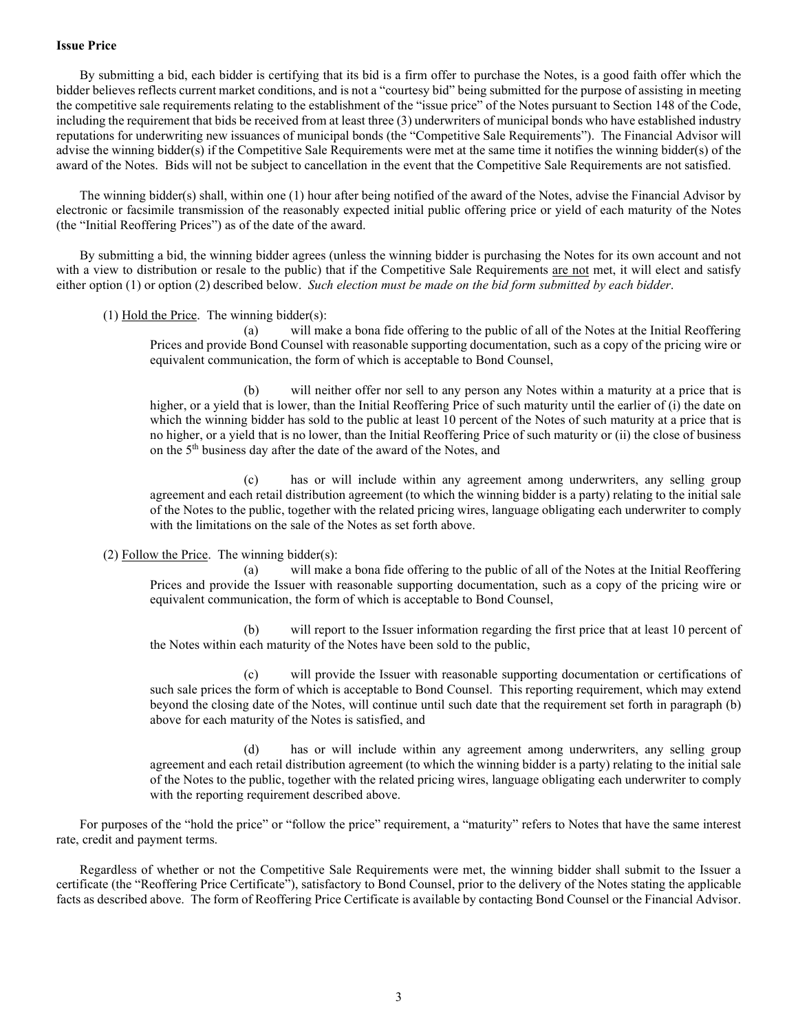**Issue Price**

By submitting a bid, each bidder is certifying that its bid is a firm offer to purchase the Notes, is a good faith offer which the bidder believes reflects current market conditions, and is not a "courtesy bid" being submitted for the purpose of assisting in meeting the competitive sale requirements relating to the establishment of the "issue price" of the Notes pursuant to Section 148 of the Code, including the requirement that bids be received from at least three (3) underwriters of municipal bonds who have established industry reputations for underwriting new issuances of municipal bonds (the "Competitive Sale Requirements"). The Financial Advisor will advise the winning bidder(s) if the Competitive Sale Requirements were met at the same time it notifies the winning bidder(s) of the award of the Notes. Bids will not be subject to cancellation in the event that the Competitive Sale Requirements are not satisfied.

The winning bidder(s) shall, within one (1) hour after being notified of the award of the Notes, advise the Financial Advisor by electronic or facsimile transmission of the reasonably expected initial public offering price or yield of each maturity of the Notes (the "Initial Reoffering Prices") as of the date of the award.

By submitting a bid, the winning bidder agrees (unless the winning bidder is purchasing the Notes for its own account and not with a view to distribution or resale to the public) that if the Competitive Sale Requirements are not met, it will elect and satisfy either option (1) or option (2) described below. *Such election must be made on the bid form submitted by each bidder*.

(1) Hold the Price. The winning bidder(s):

(a) will make a bona fide offering to the public of all of the Notes at the Initial Reoffering Prices and provide Bond Counsel with reasonable supporting documentation, such as a copy of the pricing wire or equivalent communication, the form of which is acceptable to Bond Counsel,

(b) will neither offer nor sell to any person any Notes within a maturity at a price that is higher, or a yield that is lower, than the Initial Reoffering Price of such maturity until the earlier of (i) the date on which the winning bidder has sold to the public at least 10 percent of the Notes of such maturity at a price that is no higher, or a yield that is no lower, than the Initial Reoffering Price of such maturity or (ii) the close of business on the 5th business day after the date of the award of the Notes, and

(c) has or will include within any agreement among underwriters, any selling group agreement and each retail distribution agreement (to which the winning bidder is a party) relating to the initial sale of the Notes to the public, together with the related pricing wires, language obligating each underwriter to comply with the limitations on the sale of the Notes as set forth above.

(2) Follow the Price. The winning bidder(s):

(a) will make a bona fide offering to the public of all of the Notes at the Initial Reoffering Prices and provide the Issuer with reasonable supporting documentation, such as a copy of the pricing wire or equivalent communication, the form of which is acceptable to Bond Counsel,

(b) will report to the Issuer information regarding the first price that at least 10 percent of the Notes within each maturity of the Notes have been sold to the public,

(c) will provide the Issuer with reasonable supporting documentation or certifications of such sale prices the form of which is acceptable to Bond Counsel. This reporting requirement, which may extend beyond the closing date of the Notes, will continue until such date that the requirement set forth in paragraph (b) above for each maturity of the Notes is satisfied, and

(d) has or will include within any agreement among underwriters, any selling group agreement and each retail distribution agreement (to which the winning bidder is a party) relating to the initial sale of the Notes to the public, together with the related pricing wires, language obligating each underwriter to comply with the reporting requirement described above.

For purposes of the "hold the price" or "follow the price" requirement, a "maturity" refers to Notes that have the same interest rate, credit and payment terms.

Regardless of whether or not the Competitive Sale Requirements were met, the winning bidder shall submit to the Issuer a certificate (the "Reoffering Price Certificate"), satisfactory to Bond Counsel, prior to the delivery of the Notes stating the applicable facts as described above. The form of Reoffering Price Certificate is available by contacting Bond Counsel or the Financial Advisor.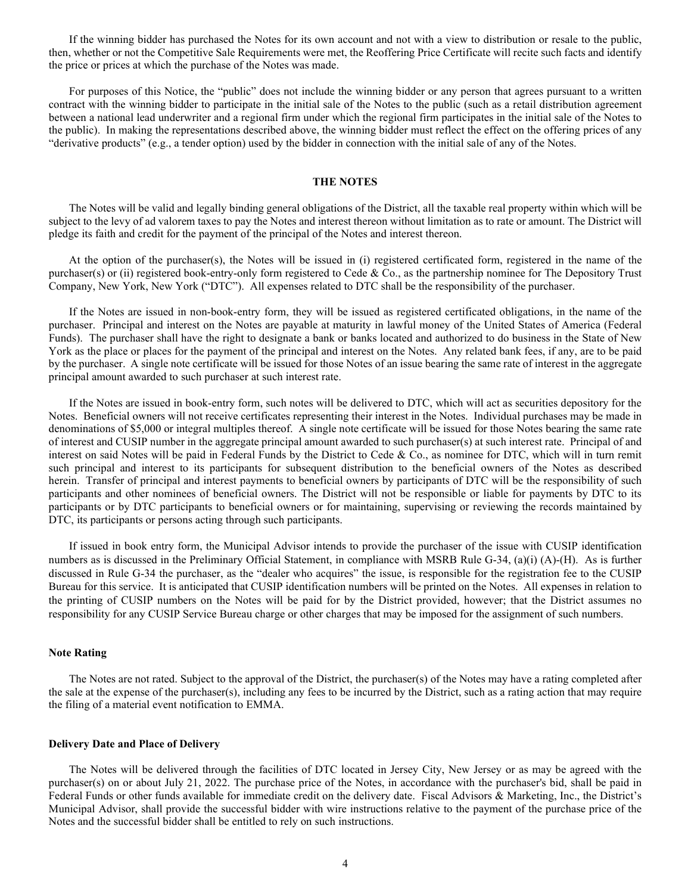If the winning bidder has purchased the Notes for its own account and not with a view to distribution or resale to the public, then, whether or not the Competitive Sale Requirements were met, the Reoffering Price Certificate will recite such facts and identify the price or prices at which the purchase of the Notes was made.

For purposes of this Notice, the "public" does not include the winning bidder or any person that agrees pursuant to a written contract with the winning bidder to participate in the initial sale of the Notes to the public (such as a retail distribution agreement between a national lead underwriter and a regional firm under which the regional firm participates in the initial sale of the Notes to the public). In making the representations described above, the winning bidder must reflect the effect on the offering prices of any "derivative products" (e.g., a tender option) used by the bidder in connection with the initial sale of any of the Notes.

## THE NOTES

The Notes will be valid and legally binding general obligations of the District, all the taxable real property within which will be subject to the levy of ad valorem taxes to pay the Notes and interest thereon without limitation as to rate or amount. The District will pledge its faith and credit for the payment of the principal of the Notes and interest thereon.

At the option of the purchaser(s), the Notes will be issued in (i) registered certificated form, registered in the name of the purchaser(s) or (ii) registered book-entry-only form registered to Cede & Co., as the partnership nominee for The Depository Trust Company, New York, New York ("DTC"). All expenses related to DTC shall be the responsibility of the purchaser.

If the Notes are issued in non-book-entry form, they will be issued as registered certificated obligations, in the name of the purchaser. Principal and interest on the Notes are payable at maturity in lawful money of the United States of America (Federal Funds). The purchaser shall have the right to designate a bank or banks located and authorized to do business in the State of New York as the place or places for the payment of the principal and interest on the Notes. Any related bank fees, if any, are to be paid by the purchaser. A single note certificate will be issued for those Notes of an issue bearing the same rate of interest in the aggregate principal amount awarded to such purchaser at such interest rate.

If the Notes are issued in book-entry form, such notes will be delivered to DTC, which will act as securities depository for the Notes. Beneficial owners will not receive certificates representing their interest in the Notes. Individual purchases may be made in denominations of $5,000 or integral multiples thereof. A single note certificate will be issued for those Notes bearing the same rate of interest and CUSIP number in the aggregate principal amount awarded to such purchaser(s) at such interest rate. Principal of and interest on said Notes will be paid in Federal Funds by the District to Cede & Co., as nominee for DTC, which will in turn remit such principal and interest to its participants for subsequent distribution to the beneficial owners of the Notes as described herein. Transfer of principal and interest payments to beneficial owners by participants of DTC will be the responsibility of such participants and other nominees of beneficial owners. The District will not be responsible or liable for payments by DTC to its participants or by DTC participants to beneficial owners or for maintaining, supervising or reviewing the records maintained by DTC, its participants or persons acting through such participants.

If issued in book entry form, the Municipal Advisor intends to provide the purchaser of the issue with CUSIP identification numbers as is discussed in the Preliminary Official Statement, in compliance with MSRB Rule G-34, (a)(i) (A)-(H). As is further discussed in Rule G-34 the purchaser, as the "dealer who acquires" the issue, is responsible for the registration fee to the CUSIP Bureau for this service. It is anticipated that CUSIP identification numbers will be printed on the Notes. All expenses in relation to the printing of CUSIP numbers on the Notes will be paid for by the District provided, however; that the District assumes no responsibility for any CUSIP Service Bureau charge or other charges that may be imposed for the assignment of such numbers.

### Note Rating

The Notes are not rated. Subject to the approval of the District, the purchaser(s) of the Notes may have a rating completed after the sale at the expense of the purchaser(s), including any fees to be incurred by the District, such as a rating action that may require the filing of a material event notification to EMMA.

### Delivery Date and Place of Delivery

The Notes will be delivered through the facilities of DTC located in Jersey City, New Jersey or as may be agreed with the purchaser(s) on or about July 21, 2022. The purchase price of the Notes, in accordance with the purchaser's bid, shall be paid in Federal Funds or other funds available for immediate credit on the delivery date. Fiscal Advisors & Marketing, Inc., the District's Municipal Advisor, shall provide the successful bidder with wire instructions relative to the payment of the purchase price of the Notes and the successful bidder shall be entitled to rely on such instructions.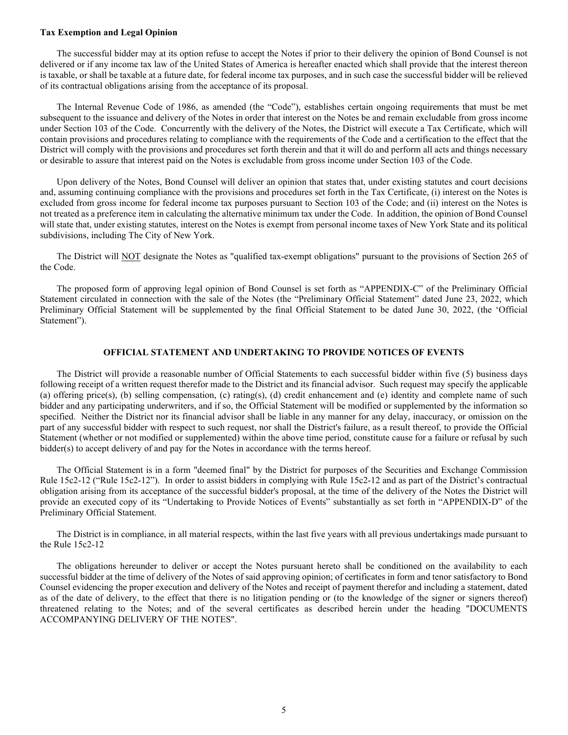**Tax Exemption and Legal Opinion**

The successful bidder may at its option refuse to accept the Notes if prior to their delivery the opinion of Bond Counsel is not delivered or if any income tax law of the United States of America is hereafter enacted which shall provide that the interest thereon is taxable, or shall be taxable at a future date, for federal income tax purposes, and in such case the successful bidder will be relieved of its contractual obligations arising from the acceptance of its proposal.

The Internal Revenue Code of 1986, as amended (the "Code"), establishes certain ongoing requirements that must be met subsequent to the issuance and delivery of the Notes in order that interest on the Notes be and remain excludable from gross income under Section 103 of the Code. Concurrently with the delivery of the Notes, the District will execute a Tax Certificate, which will contain provisions and procedures relating to compliance with the requirements of the Code and a certification to the effect that the District will comply with the provisions and procedures set forth therein and that it will do and perform all acts and things necessary or desirable to assure that interest paid on the Notes is excludable from gross income under Section 103 of the Code.

Upon delivery of the Notes, Bond Counsel will deliver an opinion that states that, under existing statutes and court decisions and, assuming continuing compliance with the provisions and procedures set forth in the Tax Certificate, (i) interest on the Notes is excluded from gross income for federal income tax purposes pursuant to Section 103 of the Code; and (ii) interest on the Notes is not treated as a preference item in calculating the alternative minimum tax under the Code. In addition, the opinion of Bond Counsel will state that, under existing statutes, interest on the Notes is exempt from personal income taxes of New York State and its political subdivisions, including The City of New York.

The District will NOT designate the Notes as "qualified tax-exempt obligations" pursuant to the provisions of Section 265 of the Code.

The proposed form of approving legal opinion of Bond Counsel is set forth as "APPENDIX-C" of the Preliminary Official Statement circulated in connection with the sale of the Notes (the "Preliminary Official Statement" dated June 23, 2022, which Preliminary Official Statement will be supplemented by the final Official Statement to be dated June 30, 2022, (the 'Official Statement").

## OFFICIAL STATEMENT AND UNDERTAKING TO PROVIDE NOTICES OF EVENTS

The District will provide a reasonable number of Official Statements to each successful bidder within five (5) business days following receipt of a written request therefor made to the District and its financial advisor. Such request may specify the applicable (a) offering price(s), (b) selling compensation, (c) rating(s), (d) credit enhancement and (e) identity and complete name of such bidder and any participating underwriters, and if so, the Official Statement will be modified or supplemented by the information so specified. Neither the District nor its financial advisor shall be liable in any manner for any delay, inaccuracy, or omission on the part of any successful bidder with respect to such request, nor shall the District's failure, as a result thereof, to provide the Official Statement (whether or not modified or supplemented) within the above time period, constitute cause for a failure or refusal by such bidder(s) to accept delivery of and pay for the Notes in accordance with the terms hereof.

The Official Statement is in a form "deemed final" by the District for purposes of the Securities and Exchange Commission Rule 15c2-12 ("Rule 15c2-12"). In order to assist bidders in complying with Rule 15c2-12 and as part of the District's contractual obligation arising from its acceptance of the successful bidder's proposal, at the time of the delivery of the Notes the District will provide an executed copy of its "Undertaking to Provide Notices of Events" substantially as set forth in "APPENDIX-D" of the Preliminary Official Statement.

The District is in compliance, in all material respects, within the last five years with all previous undertakings made pursuant to the Rule 15c2-12

The obligations hereunder to deliver or accept the Notes pursuant hereto shall be conditioned on the availability to each successful bidder at the time of delivery of the Notes of said approving opinion; of certificates in form and tenor satisfactory to Bond Counsel evidencing the proper execution and delivery of the Notes and receipt of payment therefor and including a statement, dated as of the date of delivery, to the effect that there is no litigation pending or (to the knowledge of the signer or signers thereof) threatened relating to the Notes; and of the several certificates as described herein under the heading "DOCUMENTS ACCOMPANYING DELIVERY OF THE NOTES".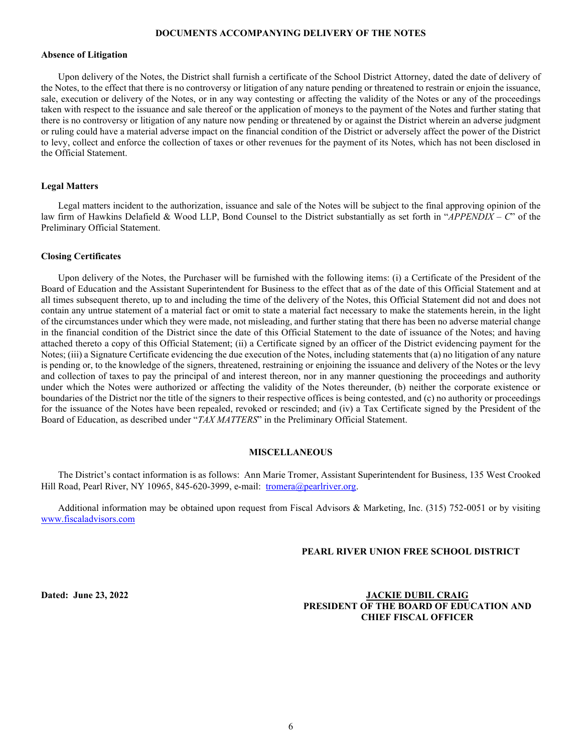## DOCUMENTS ACCOMPANYING DELIVERY OF THE NOTES

### Absence of Litigation

Upon delivery of the Notes, the District shall furnish a certificate of the School District Attorney, dated the date of delivery of the Notes, to the effect that there is no controversy or litigation of any nature pending or threatened to restrain or enjoin the issuance, sale, execution or delivery of the Notes, or in any way contesting or affecting the validity of the Notes or any of the proceedings taken with respect to the issuance and sale thereof or the application of moneys to the payment of the Notes and further stating that there is no controversy or litigation of any nature now pending or threatened by or against the District wherein an adverse judgment or ruling could have a material adverse impact on the financial condition of the District or adversely affect the power of the District to levy, collect and enforce the collection of taxes or other revenues for the payment of its Notes, which has not been disclosed in the Official Statement.

### Legal Matters

Legal matters incident to the authorization, issuance and sale of the Notes will be subject to the final approving opinion of the law firm of Hawkins Delafield & Wood LLP, Bond Counsel to the District substantially as set forth in "*APPENDIX – C*" of the Preliminary Official Statement.

### Closing Certificates

Upon delivery of the Notes, the Purchaser will be furnished with the following items: (i) a Certificate of the President of the Board of Education and the Assistant Superintendent for Business to the effect that as of the date of this Official Statement and at all times subsequent thereto, up to and including the time of the delivery of the Notes, this Official Statement did not and does not contain any untrue statement of a material fact or omit to state a material fact necessary to make the statements herein, in the light of the circumstances under which they were made, not misleading, and further stating that there has been no adverse material change in the financial condition of the District since the date of this Official Statement to the date of issuance of the Notes; and having attached thereto a copy of this Official Statement; (ii) a Certificate signed by an officer of the District evidencing payment for the Notes; (iii) a Signature Certificate evidencing the due execution of the Notes, including statements that (a) no litigation of any nature is pending or, to the knowledge of the signers, threatened, restraining or enjoining the issuance and delivery of the Notes or the levy and collection of taxes to pay the principal of and interest thereon, nor in any manner questioning the proceedings and authority under which the Notes were authorized or affecting the validity of the Notes thereunder, (b) neither the corporate existence or boundaries of the District nor the title of the signers to their respective offices is being contested, and (c) no authority or proceedings for the issuance of the Notes have been repealed, revoked or rescinded; and (iv) a Tax Certificate signed by the President of the Board of Education, as described under "*TAX MATTERS*" in the Preliminary Official Statement.

## MISCELLANEOUS

The District's contact information is as follows: Ann Marie Tromer, Assistant Superintendent for Business, 135 West Crooked Hill Road, Pearl River, NY 10965, 845-620-3999, e-mail: tromera@pearlriver.org.

Additional information may be obtained upon request from Fiscal Advisors & Marketing, Inc. (315) 752-0051 or by visiting www.fiscaladvisors.com

**PEARL RIVER UNION FREE SCHOOL DISTRICT**

**Dated: June 23, 2022**

**JACKIE DUBIL CRAIG**
**PRESIDENT OF THE BOARD OF EDUCATION AND CHIEF FISCAL OFFICER**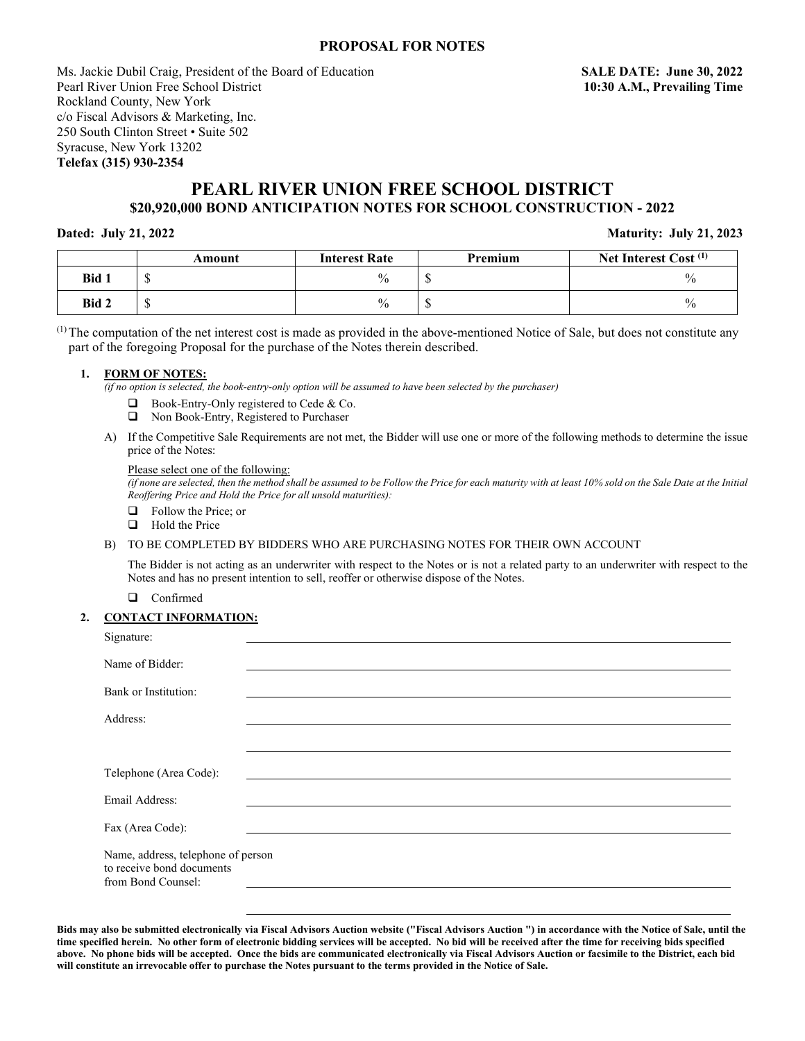## PROPOSAL FOR NOTES

Ms. Jackie Dubil Craig, President of the Board of Education
Pearl River Union Free School District
Rockland County, New York
c/o Fiscal Advisors & Marketing, Inc.
250 South Clinton Street • Suite 502
Syracuse, New York 13202
**Telefax (315) 930-2354**

**SALE DATE: June 30, 2022**
**10:30 A.M., Prevailing Time**

# PEARL RIVER UNION FREE SCHOOL DISTRICT

### $20,920,000 BOND ANTICIPATION NOTES FOR SCHOOL CONSTRUCTION - 2022

**Dated: July 21, 2022** **Maturity: July 21, 2023**

| | Amount | Interest Rate | Premium | Net Interest Cost (1) |
|---|---|---|---|---|
| **Bid 1** | $ | % | $ | % |
| **Bid 2** | $ | % | $ | % |

(1) The computation of the net interest cost is made as provided in the above-mentioned Notice of Sale, but does not constitute any part of the foregoing Proposal for the purchase of the Notes therein described.

1. **FORM OF NOTES:**
*(if no option is selected, the book-entry-only option will be assumed to have been selected by the purchaser)*

   - ❑ Book-Entry-Only registered to Cede & Co.
   - ❑ Non Book-Entry, Registered to Purchaser

   A) If the Competitive Sale Requirements are not met, the Bidder will use one or more of the following methods to determine the issue price of the Notes:

   Please select one of the following:
   *(if none are selected, then the method shall be assumed to be Follow the Price for each maturity with at least 10% sold on the Sale Date at the Initial Reoffering Price and Hold the Price for all unsold maturities):*

   - ❑ Follow the Price; or
   - ❑ Hold the Price

   B) TO BE COMPLETED BY BIDDERS WHO ARE PURCHASING NOTES FOR THEIR OWN ACCOUNT

   The Bidder is not acting as an underwriter with respect to the Notes or is not a related party to an underwriter with respect to the Notes and has no present intention to sell, reoffer or otherwise dispose of the Notes.

   - ❑ Confirmed

2. **CONTACT INFORMATION:**

Signature: \_\_\_\_\_\_\_\_\_\_\_\_\_\_\_\_\_\_\_\_\_\_\_\_\_\_\_\_\_\_

Name of Bidder: \_\_\_\_\_\_\_\_\_\_\_\_\_\_\_\_\_\_\_\_\_\_\_\_\_\_\_\_\_\_

Bank or Institution: \_\_\_\_\_\_\_\_\_\_\_\_\_\_\_\_\_\_\_\_\_\_\_\_\_\_\_\_\_\_

Address: \_\_\_\_\_\_\_\_\_\_\_\_\_\_\_\_\_\_\_\_\_\_\_\_\_\_\_\_\_\_

\_\_\_\_\_\_\_\_\_\_\_\_\_\_\_\_\_\_\_\_\_\_\_\_\_\_\_\_\_\_

Telephone (Area Code): \_\_\_\_\_\_\_\_\_\_\_\_\_\_\_\_\_\_\_\_\_\_\_\_\_\_\_\_\_\_

Email Address: \_\_\_\_\_\_\_\_\_\_\_\_\_\_\_\_\_\_\_\_\_\_\_\_\_\_\_\_\_\_

Fax (Area Code): \_\_\_\_\_\_\_\_\_\_\_\_\_\_\_\_\_\_\_\_\_\_\_\_\_\_\_\_\_\_

Name, address, telephone of person to receive bond documents from Bond Counsel: \_\_\_\_\_\_\_\_\_\_\_\_\_\_\_\_\_\_\_\_\_\_\_\_\_\_\_\_\_\_

\_\_\_\_\_\_\_\_\_\_\_\_\_\_\_\_\_\_\_\_\_\_\_\_\_\_\_\_\_\_

**Bids may also be submitted electronically via Fiscal Advisors Auction website ("Fiscal Advisors Auction ") in accordance with the Notice of Sale, until the time specified herein. No other form of electronic bidding services will be accepted. No bid will be received after the time for receiving bids specified above. No phone bids will be accepted. Once the bids are communicated electronically via Fiscal Advisors Auction or facsimile to the District, each bid will constitute an irrevocable offer to purchase the Notes pursuant to the terms provided in the Notice of Sale.**